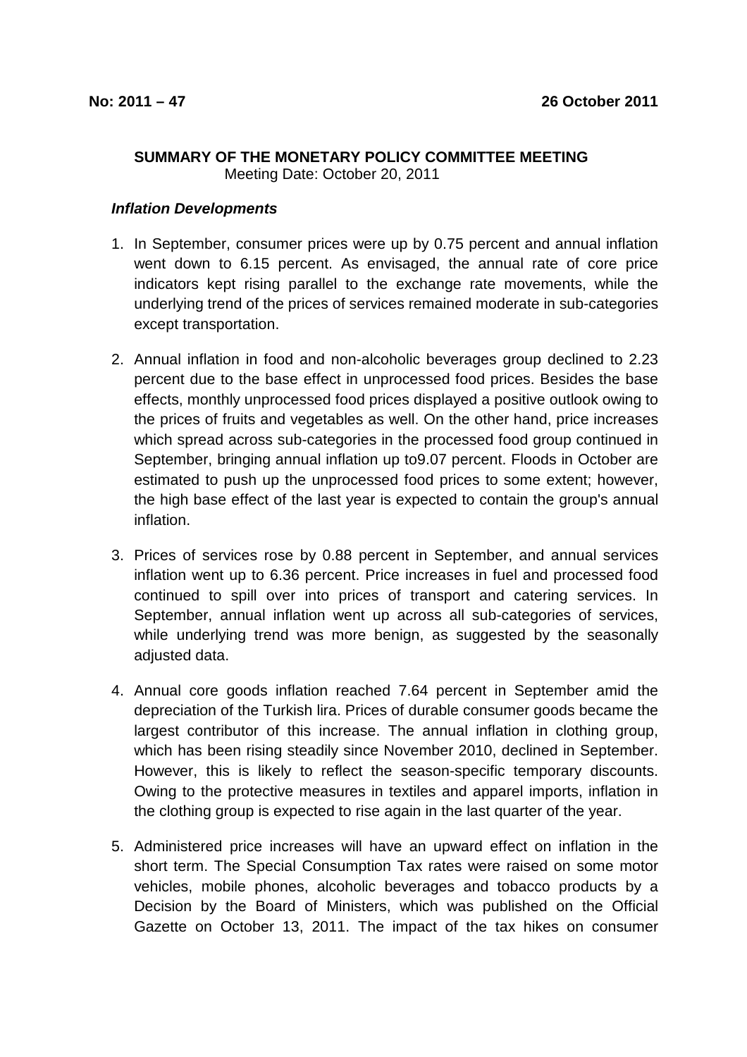**No: 2011 – 47** **26 October 2011**

**SUMMARY OF THE MONETARY POLICY COMMITTEE MEETING**
Meeting Date: October 20, 2011

***Inflation Developments***

1. In September, consumer prices were up by 0.75 percent and annual inflation went down to 6.15 percent. As envisaged, the annual rate of core price indicators kept rising parallel to the exchange rate movements, while the underlying trend of the prices of services remained moderate in sub-categories except transportation.

2. Annual inflation in food and non-alcoholic beverages group declined to 2.23 percent due to the base effect in unprocessed food prices. Besides the base effects, monthly unprocessed food prices displayed a positive outlook owing to the prices of fruits and vegetables as well. On the other hand, price increases which spread across sub-categories in the processed food group continued in September, bringing annual inflation up to9.07 percent. Floods in October are estimated to push up the unprocessed food prices to some extent; however, the high base effect of the last year is expected to contain the group's annual inflation.

3. Prices of services rose by 0.88 percent in September, and annual services inflation went up to 6.36 percent. Price increases in fuel and processed food continued to spill over into prices of transport and catering services. In September, annual inflation went up across all sub-categories of services, while underlying trend was more benign, as suggested by the seasonally adjusted data.

4. Annual core goods inflation reached 7.64 percent in September amid the depreciation of the Turkish lira. Prices of durable consumer goods became the largest contributor of this increase. The annual inflation in clothing group, which has been rising steadily since November 2010, declined in September. However, this is likely to reflect the season-specific temporary discounts. Owing to the protective measures in textiles and apparel imports, inflation in the clothing group is expected to rise again in the last quarter of the year.

5. Administered price increases will have an upward effect on inflation in the short term. The Special Consumption Tax rates were raised on some motor vehicles, mobile phones, alcoholic beverages and tobacco products by a Decision by the Board of Ministers, which was published on the Official Gazette on October 13, 2011. The impact of the tax hikes on consumer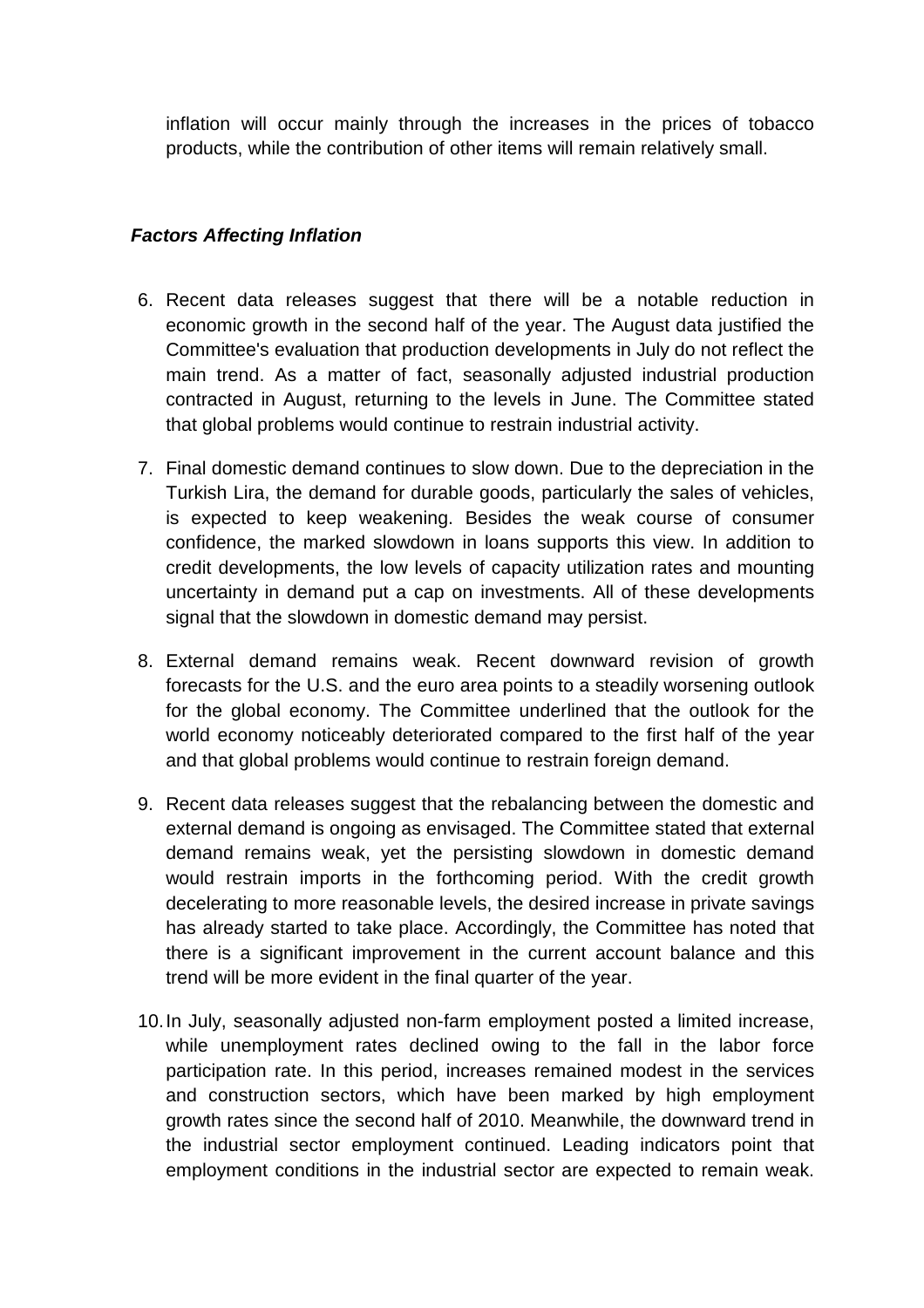inflation will occur mainly through the increases in the prices of tobacco products, while the contribution of other items will remain relatively small.

***Factors Affecting Inflation***

6. Recent data releases suggest that there will be a notable reduction in economic growth in the second half of the year. The August data justified the Committee's evaluation that production developments in July do not reflect the main trend. As a matter of fact, seasonally adjusted industrial production contracted in August, returning to the levels in June. The Committee stated that global problems would continue to restrain industrial activity.

7. Final domestic demand continues to slow down. Due to the depreciation in the Turkish Lira, the demand for durable goods, particularly the sales of vehicles, is expected to keep weakening. Besides the weak course of consumer confidence, the marked slowdown in loans supports this view. In addition to credit developments, the low levels of capacity utilization rates and mounting uncertainty in demand put a cap on investments. All of these developments signal that the slowdown in domestic demand may persist.

8. External demand remains weak. Recent downward revision of growth forecasts for the U.S. and the euro area points to a steadily worsening outlook for the global economy. The Committee underlined that the outlook for the world economy noticeably deteriorated compared to the first half of the year and that global problems would continue to restrain foreign demand.

9. Recent data releases suggest that the rebalancing between the domestic and external demand is ongoing as envisaged. The Committee stated that external demand remains weak, yet the persisting slowdown in domestic demand would restrain imports in the forthcoming period. With the credit growth decelerating to more reasonable levels, the desired increase in private savings has already started to take place. Accordingly, the Committee has noted that there is a significant improvement in the current account balance and this trend will be more evident in the final quarter of the year.

10. In July, seasonally adjusted non-farm employment posted a limited increase, while unemployment rates declined owing to the fall in the labor force participation rate. In this period, increases remained modest in the services and construction sectors, which have been marked by high employment growth rates since the second half of 2010. Meanwhile, the downward trend in the industrial sector employment continued. Leading indicators point that employment conditions in the industrial sector are expected to remain weak.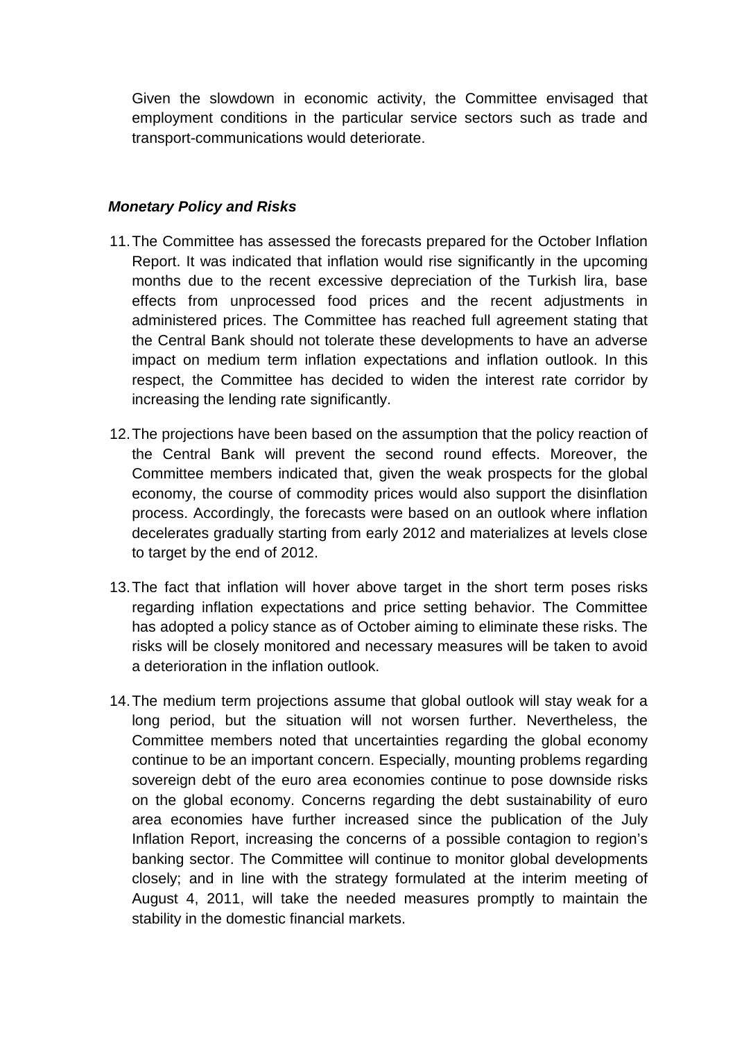Given the slowdown in economic activity, the Committee envisaged that employment conditions in the particular service sectors such as trade and transport-communications would deteriorate.

***Monetary Policy and Risks***

11. The Committee has assessed the forecasts prepared for the October Inflation Report. It was indicated that inflation would rise significantly in the upcoming months due to the recent excessive depreciation of the Turkish lira, base effects from unprocessed food prices and the recent adjustments in administered prices. The Committee has reached full agreement stating that the Central Bank should not tolerate these developments to have an adverse impact on medium term inflation expectations and inflation outlook. In this respect, the Committee has decided to widen the interest rate corridor by increasing the lending rate significantly.

12. The projections have been based on the assumption that the policy reaction of the Central Bank will prevent the second round effects. Moreover, the Committee members indicated that, given the weak prospects for the global economy, the course of commodity prices would also support the disinflation process. Accordingly, the forecasts were based on an outlook where inflation decelerates gradually starting from early 2012 and materializes at levels close to target by the end of 2012.

13. The fact that inflation will hover above target in the short term poses risks regarding inflation expectations and price setting behavior. The Committee has adopted a policy stance as of October aiming to eliminate these risks. The risks will be closely monitored and necessary measures will be taken to avoid a deterioration in the inflation outlook.

14. The medium term projections assume that global outlook will stay weak for a long period, but the situation will not worsen further. Nevertheless, the Committee members noted that uncertainties regarding the global economy continue to be an important concern. Especially, mounting problems regarding sovereign debt of the euro area economies continue to pose downside risks on the global economy. Concerns regarding the debt sustainability of euro area economies have further increased since the publication of the July Inflation Report, increasing the concerns of a possible contagion to region's banking sector. The Committee will continue to monitor global developments closely; and in line with the strategy formulated at the interim meeting of August 4, 2011, will take the needed measures promptly to maintain the stability in the domestic financial markets.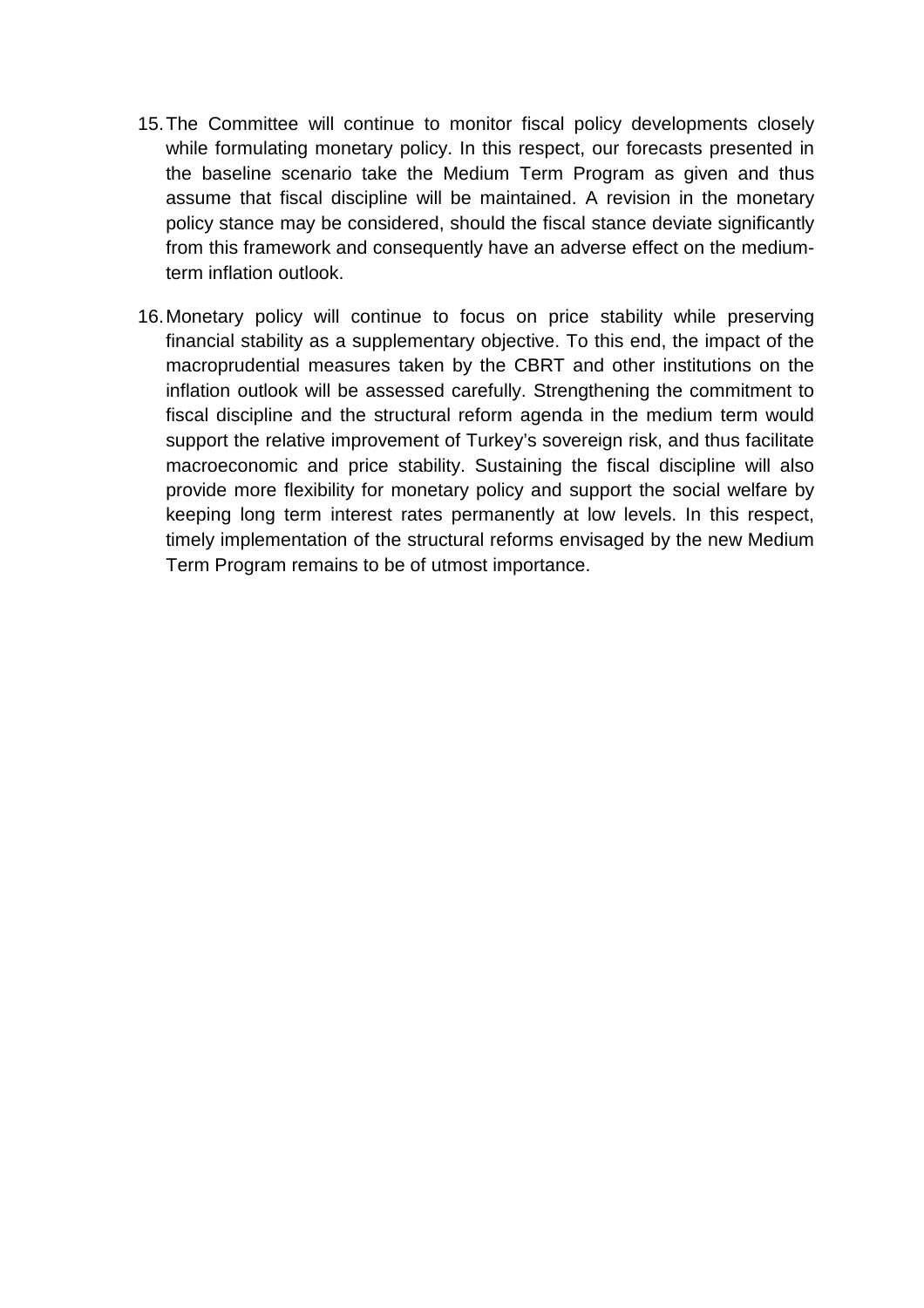15. The Committee will continue to monitor fiscal policy developments closely while formulating monetary policy. In this respect, our forecasts presented in the baseline scenario take the Medium Term Program as given and thus assume that fiscal discipline will be maintained. A revision in the monetary policy stance may be considered, should the fiscal stance deviate significantly from this framework and consequently have an adverse effect on the medium-term inflation outlook.

16. Monetary policy will continue to focus on price stability while preserving financial stability as a supplementary objective. To this end, the impact of the macroprudential measures taken by the CBRT and other institutions on the inflation outlook will be assessed carefully. Strengthening the commitment to fiscal discipline and the structural reform agenda in the medium term would support the relative improvement of Turkey's sovereign risk, and thus facilitate macroeconomic and price stability. Sustaining the fiscal discipline will also provide more flexibility for monetary policy and support the social welfare by keeping long term interest rates permanently at low levels. In this respect, timely implementation of the structural reforms envisaged by the new Medium Term Program remains to be of utmost importance.